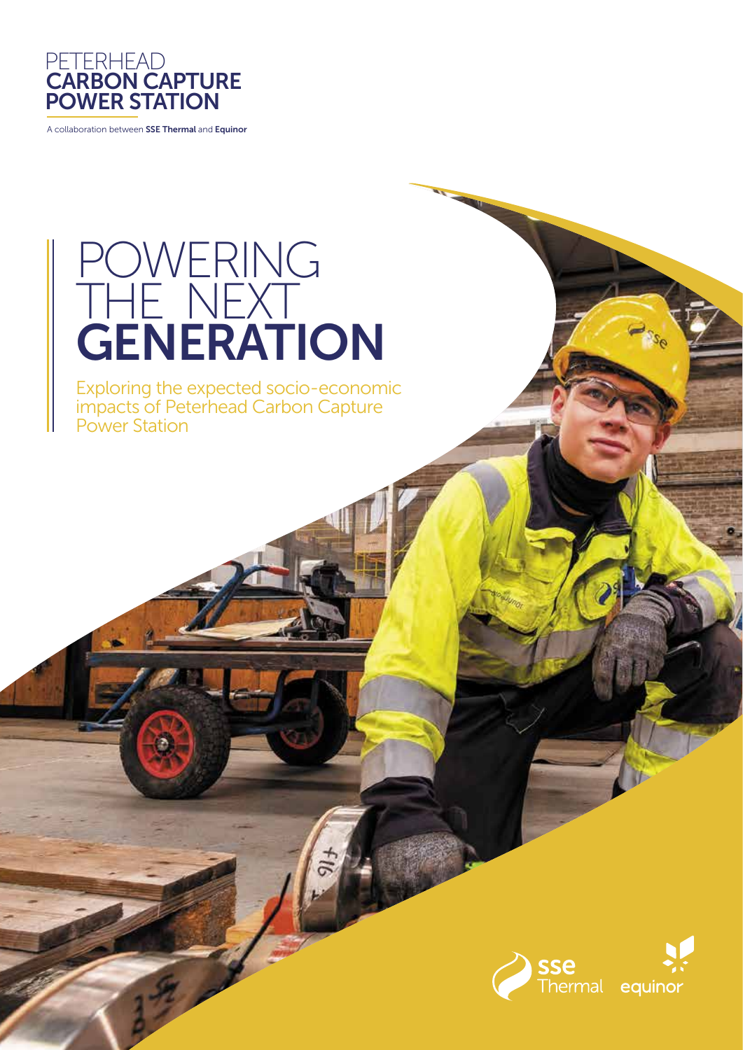PETERHEAD
**CARBON CAPTURE POWER STATION**

A collaboration between **SSE Thermal** and **Equinor**

# POWERING THE NEXT **GENERATION**

Exploring the expected socio-economic impacts of Peterhead Carbon Capture Power Station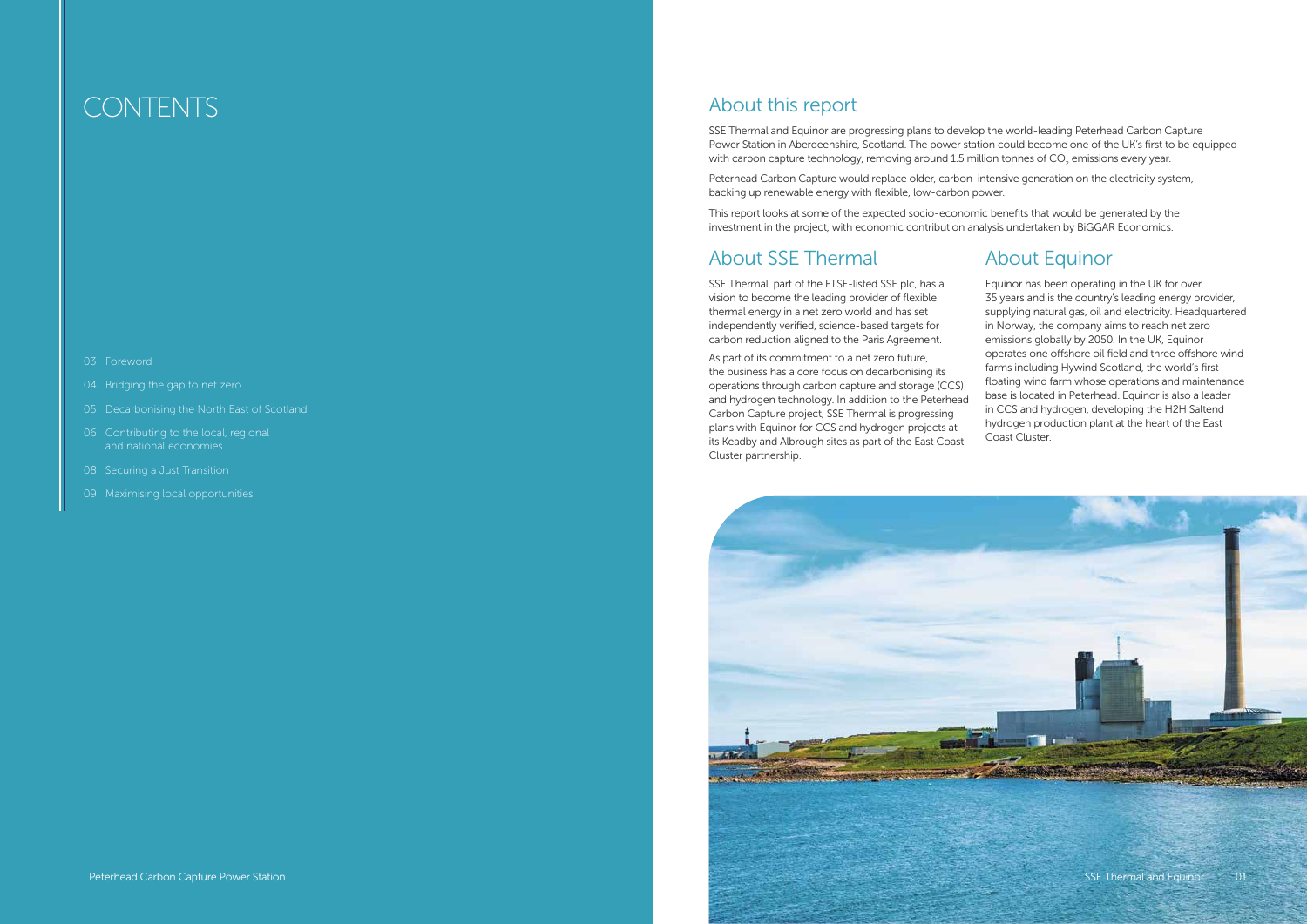# CONTENTS

- 03 Foreword
- 04 Bridging the gap to net zero
- 05 Decarbonising the North East of Scotland
- 06 Contributing to the local, regional and national economies
- 08 Securing a Just Transition
- 09 Maximising local opportunities

## About this report

SSE Thermal and Equinor are progressing plans to develop the world-leading Peterhead Carbon Capture Power Station in Aberdeenshire, Scotland. The power station could become one of the UK's first to be equipped with carbon capture technology, removing around 1.5 million tonnes of $CO_2$ emissions every year.

Peterhead Carbon Capture would replace older, carbon-intensive generation on the electricity system, backing up renewable energy with flexible, low-carbon power.

This report looks at some of the expected socio-economic benefits that would be generated by the investment in the project, with economic contribution analysis undertaken by BiGGAR Economics.

## About SSE Thermal

SSE Thermal, part of the FTSE-listed SSE plc, has a vision to become the leading provider of flexible thermal energy in a net zero world and has set independently verified, science-based targets for carbon reduction aligned to the Paris Agreement.

As part of its commitment to a net zero future, the business has a core focus on decarbonising its operations through carbon capture and storage (CCS) and hydrogen technology. In addition to the Peterhead Carbon Capture project, SSE Thermal is progressing plans with Equinor for CCS and hydrogen projects at its Keadby and Albrough sites as part of the East Coast Cluster partnership.

## About Equinor

Equinor has been operating in the UK for over 35 years and is the country's leading energy provider, supplying natural gas, oil and electricity. Headquartered in Norway, the company aims to reach net zero emissions globally by 2050. In the UK, Equinor operates one offshore oil field and three offshore wind farms including Hywind Scotland, the world's first floating wind farm whose operations and maintenance base is located in Peterhead. Equinor is also a leader in CCS and hydrogen, developing the H2H Saltend hydrogen production plant at the heart of the East Coast Cluster.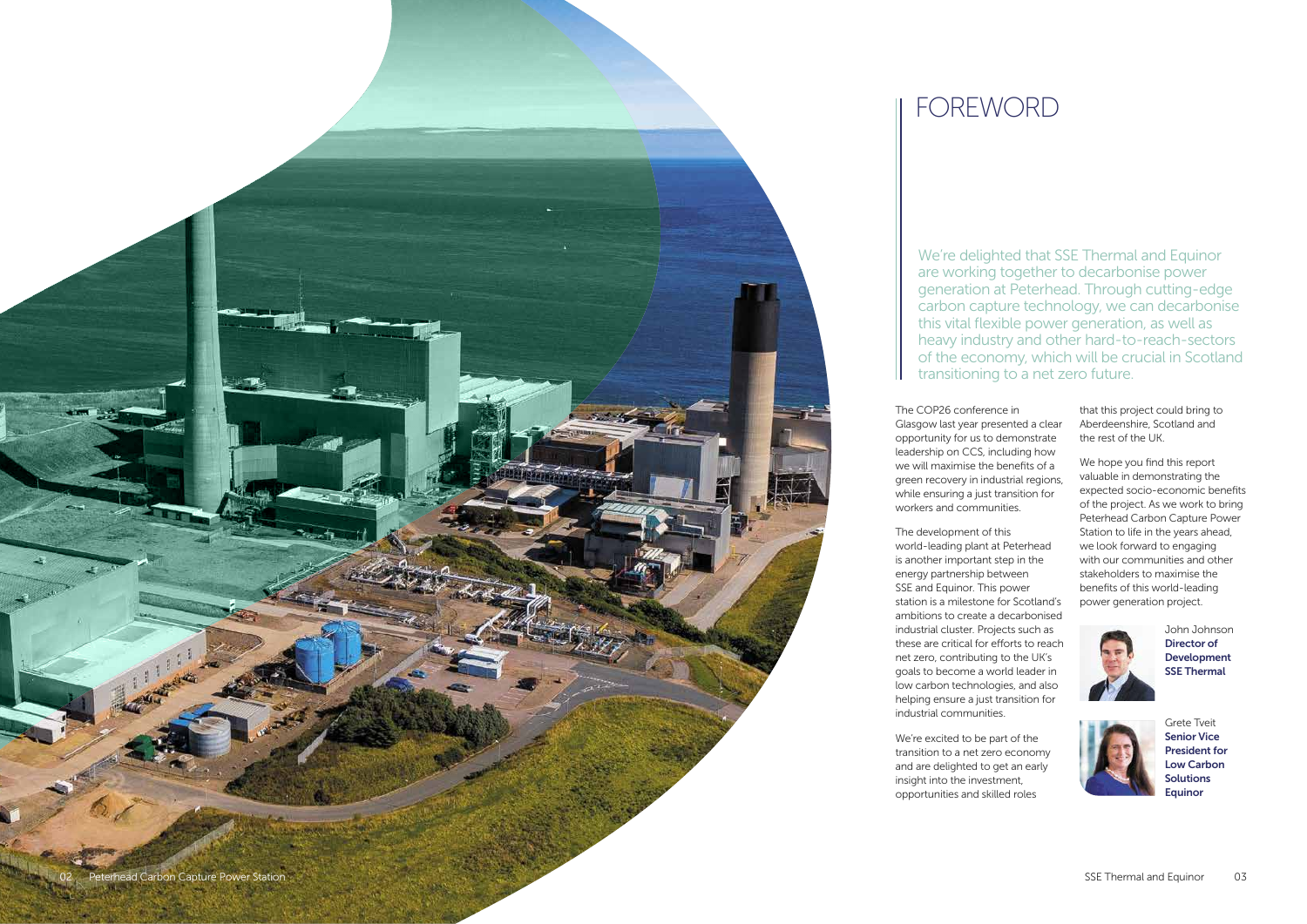# FOREWORD

We're delighted that SSE Thermal and Equinor are working together to decarbonise power generation at Peterhead. Through cutting-edge carbon capture technology, we can decarbonise this vital flexible power generation, as well as heavy industry and other hard-to-reach-sectors of the economy, which will be crucial in Scotland transitioning to a net zero future.

The COP26 conference in Glasgow last year presented a clear opportunity for us to demonstrate leadership on CCS, including how we will maximise the benefits of a green recovery in industrial regions, while ensuring a just transition for workers and communities.

The development of this world-leading plant at Peterhead is another important step in the energy partnership between SSE and Equinor. This power station is a milestone for Scotland's ambitions to create a decarbonised industrial cluster. Projects such as these are critical for efforts to reach net zero, contributing to the UK's goals to become a world leader in low carbon technologies, and also helping ensure a just transition for industrial communities.

We're excited to be part of the transition to a net zero economy and are delighted to get an early insight into the investment, opportunities and skilled roles that this project could bring to Aberdeenshire, Scotland and the rest of the UK.

We hope you find this report valuable in demonstrating the expected socio-economic benefits of the project. As we work to bring Peterhead Carbon Capture Power Station to life in the years ahead, we look forward to engaging with our communities and other stakeholders to maximise the benefits of this world-leading power generation project.

John Johnson
**Director of Development SSE Thermal**

Grete Tveit
**Senior Vice President for Low Carbon Solutions Equinor**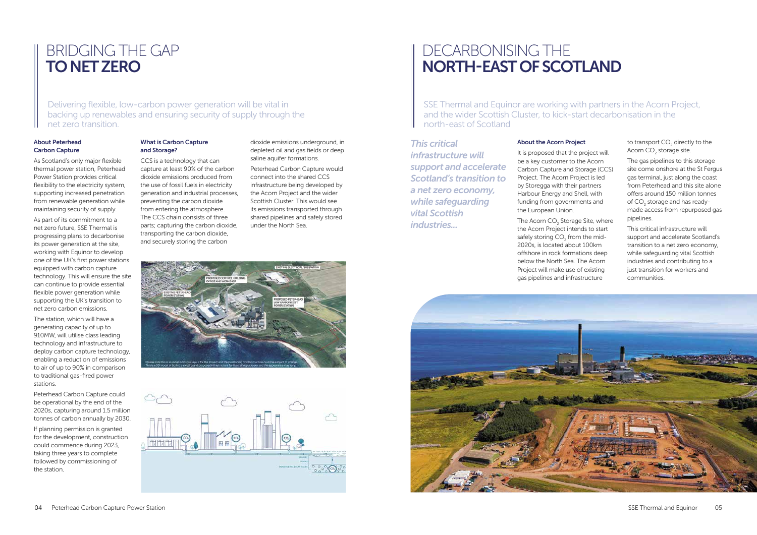# BRIDGING THE GAP **TO NET ZERO**

Delivering flexible, low-carbon power generation will be vital in backing up renewables and ensuring security of supply through the net zero transition.

### About Peterhead Carbon Capture

As Scotland's only major flexible thermal power station, Peterhead Power Station provides critical flexibility to the electricity system, supporting increased penetration from renewable generation while maintaining security of supply.

As part of its commitment to a net zero future, SSE Thermal is progressing plans to decarbonise its power generation at the site, working with Equinor to develop one of the UK's first power stations equipped with carbon capture technology. This will ensure the site can continue to provide essential flexible power generation while supporting the UK's transition to net zero carbon emissions.

The station, which will have a generating capacity of up to 910MW, will utilise class leading technology and infrastructure to deploy carbon capture technology, enabling a reduction of emissions to air of up to 90% in comparison to traditional gas-fired power stations.

Peterhead Carbon Capture could be operational by the end of the 2020s, capturing around 1.5 million tonnes of carbon annually by 2030.

If planning permission is granted for the development, construction could commence during 2023, taking three years to complete followed by commissioning of the station.

### What is Carbon Capture and Storage?

CCS is a technology that can capture at least 90% of the carbon dioxide emissions produced from the use of fossil fuels in electricity generation and industrial processes, preventing the carbon dioxide from entering the atmosphere. The CCS chain consists of three parts; capturing the carbon dioxide, transporting the carbon dioxide, and securely storing the carbon dioxide emissions underground, in depleted oil and gas fields or deep saline aquifer formations.

Peterhead Carbon Capture would connect into the shared CCS infrastructure being developed by the Acorn Project and the wider Scottish Cluster. This would see its emissions transported through shared pipelines and safely stored under the North Sea.

# DECARBONISING THE **NORTH-EAST OF SCOTLAND**

SSE Thermal and Equinor are working with partners in the Acorn Project, and the wider Scottish Cluster, to kick-start decarbonisation in the north-east of Scotland

*This critical infrastructure will support and accelerate Scotland's transition to a net zero economy, while safeguarding vital Scottish industries...*

### About the Acorn Project

It is proposed that the project will be a key customer to the Acorn Carbon Capture and Storage (CCS) Project. The Acorn Project is led by Storegga with their partners Harbour Energy and Shell, with funding from governments and the European Union.

The Acorn $CO_2$ Storage Site, where the Acorn Project intends to start safely storing $CO_2$ from the mid-2020s, is located about 100km offshore in rock formations deep below the North Sea. The Acorn Project will make use of existing gas pipelines and infrastructure to transport $CO_2$ directly to the Acorn $CO_2$ storage site.

The gas pipelines to this storage site come onshore at the St Fergus gas terminal, just along the coast from Peterhead and this site alone offers around 150 million tonnes of $CO_2$ storage and has ready-made access from repurposed gas pipelines.

This critical infrastructure will support and accelerate Scotland's transition to a net zero economy, while safeguarding vital Scottish industries and contributing to a just transition for workers and communities.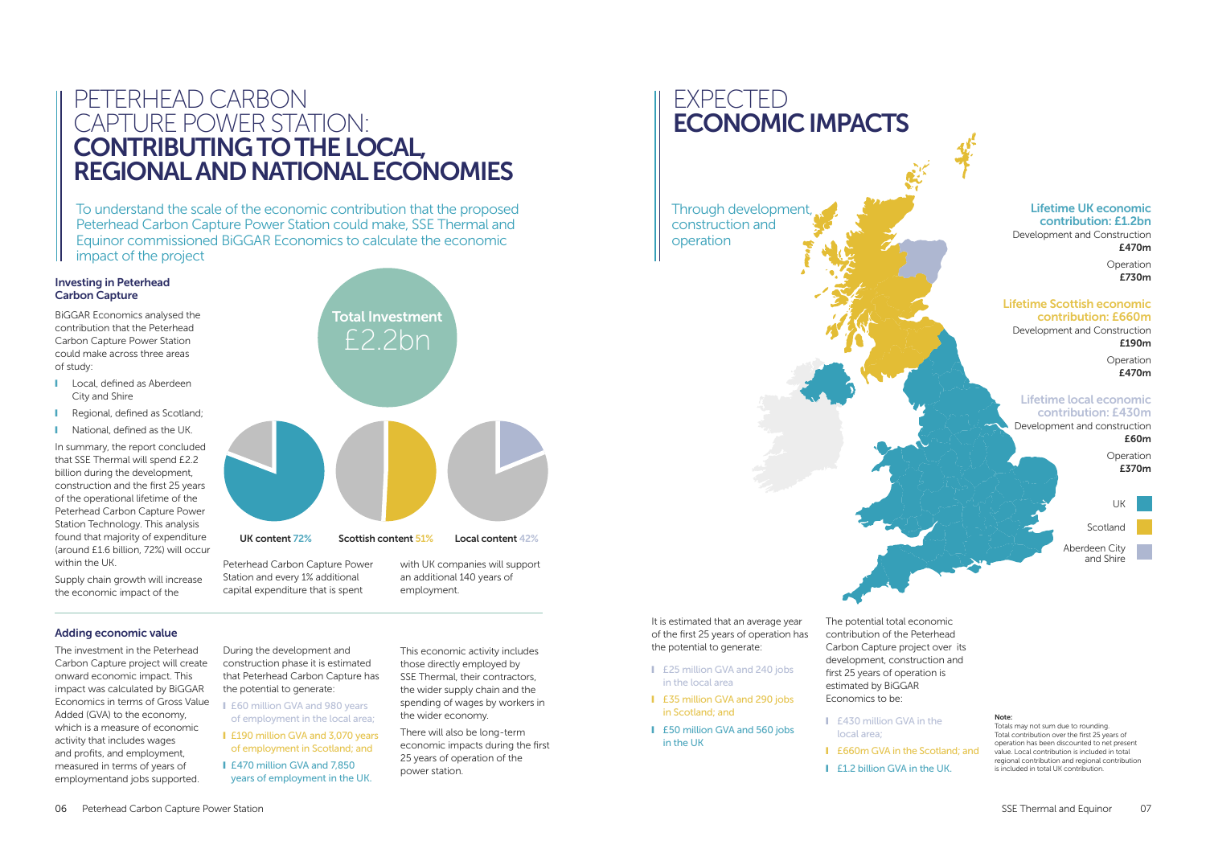# PETERHEAD CARBON CAPTURE POWER STATION: CONTRIBUTING TO THE LOCAL, REGIONAL AND NATIONAL ECONOMIES

To understand the scale of the economic contribution that the proposed Peterhead Carbon Capture Power Station could make, SSE Thermal and Equinor commissioned BiGGAR Economics to calculate the economic impact of the project

### Investing in Peterhead Carbon Capture

BiGGAR Economics analysed the contribution that the Peterhead Carbon Capture Power Station could make across three areas of study:

- Local, defined as Aberdeen City and Shire
- Regional, defined as Scotland;
- National, defined as the UK.

In summary, the report concluded that SSE Thermal will spend £2.2 billion during the development, construction and the first 25 years of the operational lifetime of the Peterhead Carbon Capture Power Station Technology. This analysis found that majority of expenditure (around £1.6 billion, 72%) will occur within the UK.

Supply chain growth will increase the economic impact of the Peterhead Carbon Capture Power Station and every 1% additional capital expenditure that is spent with UK companies will support an additional 140 years of employment.

**Total Investment** £2.2bn

**UK content 72%** **Scottish content 51%** **Local content 42%**

### Adding economic value

The investment in the Peterhead Carbon Capture project will create onward economic impact. This impact was calculated by BiGGAR Economics in terms of Gross Value Added (GVA) to the economy, which is a measure of economic activity that includes wages and profits, and employment, measured in terms of years of employmentand jobs supported.

During the development and construction phase it is estimated that Peterhead Carbon Capture has the potential to generate:

- £60 million GVA and 980 years of employment in the local area;
- £190 million GVA and 3,070 years of employment in Scotland; and
- £470 million GVA and 7,850 years of employment in the UK.

This economic activity includes those directly employed by SSE Thermal, their contractors, the wider supply chain and the spending of wages by workers in the wider economy.

There will also be long-term economic impacts during the first 25 years of operation of the power station.

# EXPECTED ECONOMIC IMPACTS

Through development, construction and operation

**Lifetime UK economic contribution: £1.2bn**
Development and Construction **£470m**
Operation **£730m**

**Lifetime Scottish economic contribution: £660m**
Development and Construction **£190m**
Operation **£470m**

**Lifetime local economic contribution: £430m**
Development and construction **£60m**
Operation **£370m**

UK | Scotland | Aberdeen City and Shire

It is estimated that an average year of the first 25 years of operation has the potential to generate:

- £25 million GVA and 240 jobs in the local area
- £35 million GVA and 290 jobs in Scotland; and
- £50 million GVA and 560 jobs in the UK

The potential total economic contribution of the Peterhead Carbon Capture project over its development, construction and first 25 years of operation is estimated by BiGGAR Economics to be:

- £430 million GVA in the local area;
- £660m GVA in the Scotland; and
- £1.2 billion GVA in the UK.

**Note:**
Totals may not sum due to rounding. Total contribution over the first 25 years of operation has been discounted to net present value. Local contribution is included in total regional contribution and regional contribution is included in total UK contribution.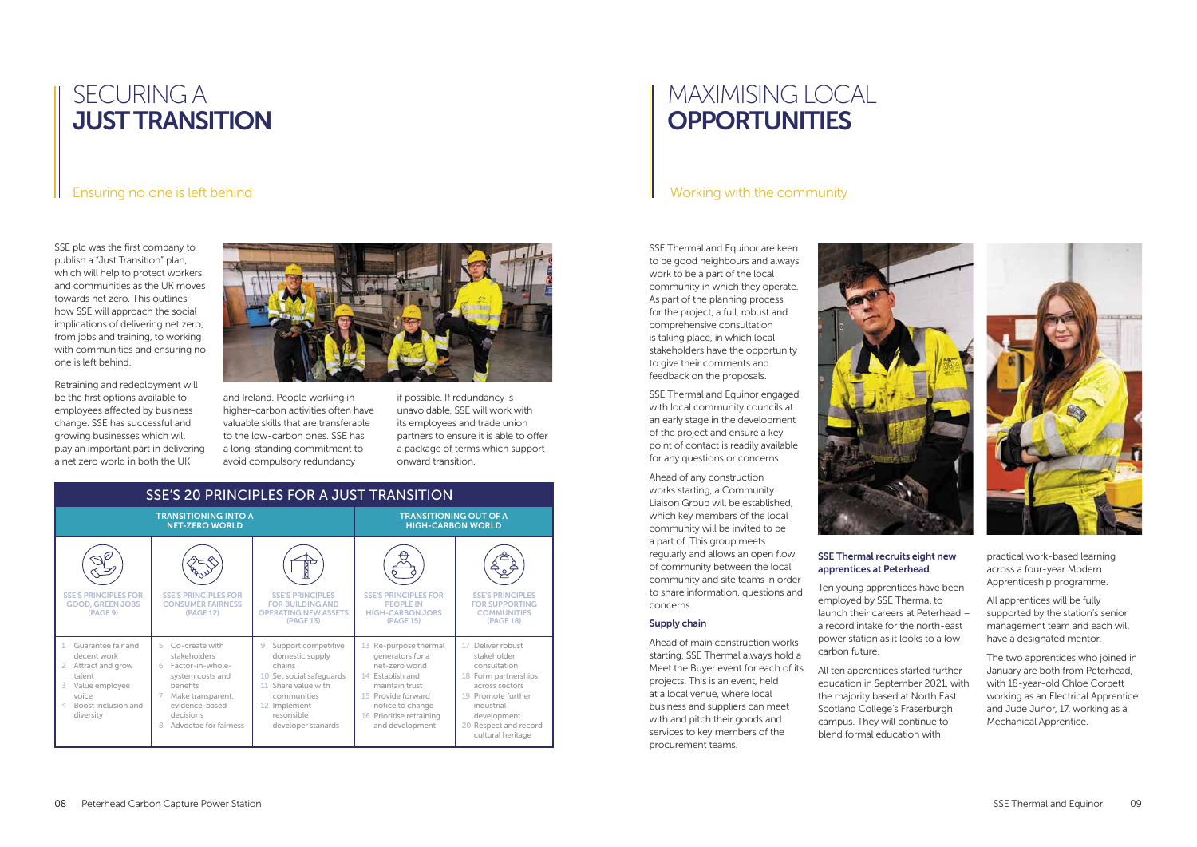# SECURING A **JUST TRANSITION**

## Ensuring no one is left behind

SSE plc was the first company to publish a "Just Transition" plan, which will help to protect workers and communities as the UK moves towards net zero. This outlines how SSE will approach the social implications of delivering net zero; from jobs and training, to working with communities and ensuring no one is left behind.

Retraining and redeployment will be the first options available to employees affected by business change. SSE has successful and growing businesses which will play an important part in delivering a net zero world in both the UK and Ireland. People working in higher-carbon activities often have valuable skills that are transferable to the low-carbon ones. SSE has a long-standing commitment to avoid compulsory redundancy if possible. If redundancy is unavoidable, SSE will work with its employees and trade union partners to ensure it is able to offer a package of terms which support onward transition.

### SSE'S 20 PRINCIPLES FOR A JUST TRANSITION

| TRANSITIONING INTO A NET-ZERO WORLD | | | TRANSITIONING OUT OF A HIGH-CARBON WORLD | |
|---|---|---|---|---|
| SSE'S PRINCIPLES FOR GOOD, GREEN JOBS (PAGE 9) | SSE'S PRINCIPLES FOR CONSUMER FAIRNESS (PAGE 12) | SSE'S PRINCIPLES FOR BUILDING AND OPERATING NEW ASSETS (PAGE 13) | SSE'S PRINCIPLES FOR PEOPLE IN HIGH-CARBON JOBS (PAGE 15) | SSE'S PRINCIPLES FOR SUPPORTING COMMUNITIES (PAGE 18) |
| 1 Guarantee fair and decent work<br>2 Attract and grow talent<br>3 Value employee voice<br>4 Boost inclusion and diversity | 5 Co-create with stakeholders<br>6 Factor-in-whole-system costs and benefits<br>7 Make transparent, evidence-based decisions<br>8 Advoctae for fairness | 9 Support competitive domestic supply chains<br>10 Set social safeguards<br>11 Share value with communities<br>12 Implement resonsible developer stanards | 13 Re-purpose thermal generators for a net-zero world<br>14 Establish and maintain trust<br>15 Provide forward notice to change<br>16 Prioritise retraining and development | 17 Deliver robust stakeholder consultation<br>18 Form partnerships across sectors<br>19 Promote further industrial development<br>20 Respect and record cultural heritage |

# MAXIMISING LOCAL **OPPORTUNITIES**

## Working with the community

SSE Thermal and Equinor are keen to be good neighbours and always work to be a part of the local community in which they operate. As part of the planning process for the project, a full, robust and comprehensive consultation is taking place, in which local stakeholders have the opportunity to give their comments and feedback on the proposals.

SSE Thermal and Equinor engaged with local community councils at an early stage in the development of the project and ensure a key point of contact is readily available for any questions or concerns.

Ahead of any construction works starting, a Community Liaison Group will be established, which key members of the local community will be invited to be a part of. This group meets regularly and allows an open flow of community between the local community and site teams in order to share information, questions and concerns.

### Supply chain

Ahead of main construction works starting, SSE Thermal always hold a Meet the Buyer event for each of its projects. This is an event, held at a local venue, where local business and suppliers can meet with and pitch their goods and services to key members of the procurement teams.

### SSE Thermal recruits eight new apprentices at Peterhead

Ten young apprentices have been employed by SSE Thermal to launch their careers at Peterhead – a record intake for the north-east power station as it looks to a low-carbon future.

All ten apprentices started further education in September 2021, with the majority based at North East Scotland College's Fraserburgh campus. They will continue to blend formal education with practical work-based learning across a four-year Modern Apprenticeship programme.

All apprentices will be fully supported by the station's senior management team and each will have a designated mentor.

The two apprentices who joined in January are both from Peterhead, with 18-year-old Chloe Corbett working as an Electrical Apprentice and Jude Junor, 17, working as a Mechanical Apprentice.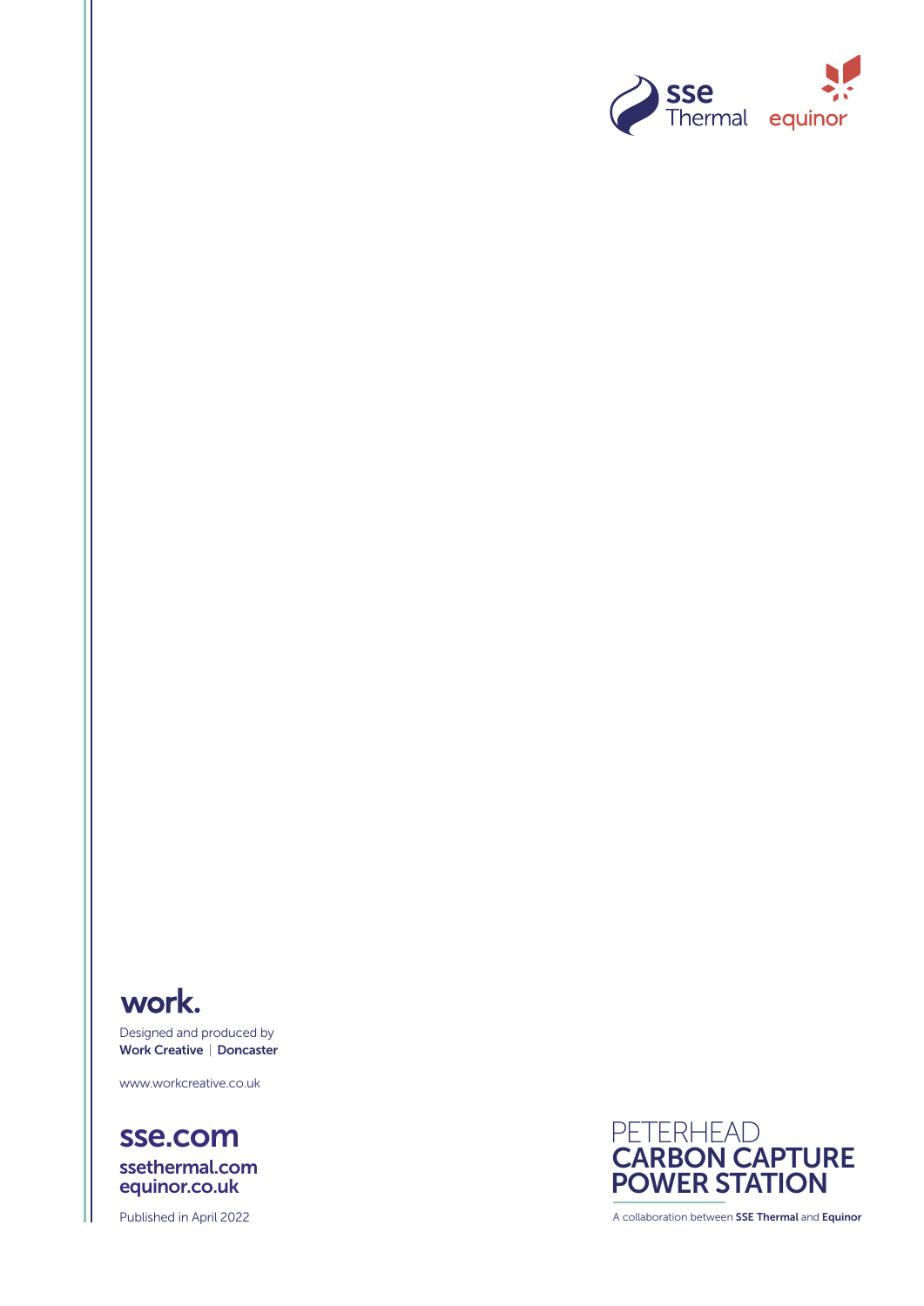sse Thermal equinor

work.

Designed and produced by
**Work Creative** | **Doncaster**

www.workcreative.co.uk

**sse.com**

**ssethermal.com**
**equinor.co.uk**

Published in April 2022

PETERHEAD
**CARBON CAPTURE POWER STATION**

A collaboration between **SSE Thermal** and **Equinor**